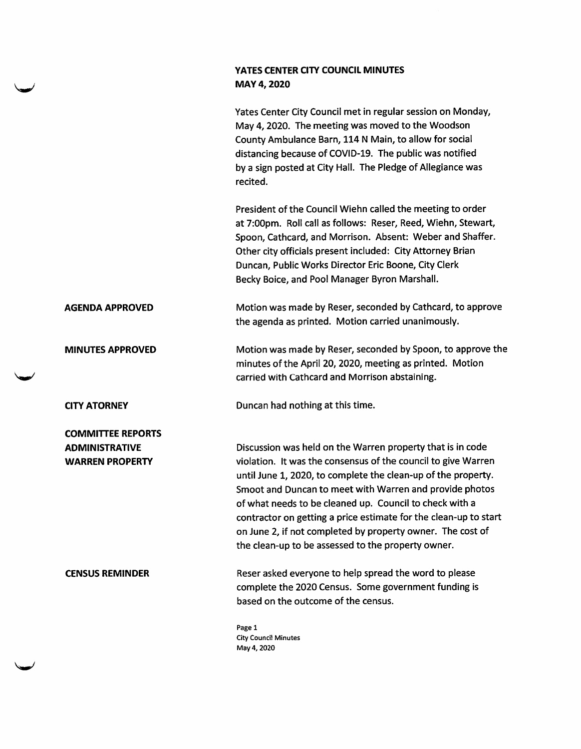# YATES CENTER CITY COUNCIL MINUTES
## MAY 4, 2020

Yates Center City Council met in regular session on Monday, May 4, 2020. The meeting was moved to the Woodson County Ambulance Barn, 114 N Main, to allow for social distancing because of COVID-19. The public was notified by a sign posted at City Hall. The Pledge of Allegiance was recited.

President of the Council Wiehn called the meeting to order at 7:00pm. Roll call as follows: Reser, Reed, Wiehn, Stewart, Spoon, Cathcard, and Morrison. Absent: Weber and Shaffer. Other city officials present included: City Attorney Brian Duncan, Public Works Director Eric Boone, City Clerk Becky Boice, and Pool Manager Byron Marshall.

**AGENDA APPROVED**

Motion was made by Reser, seconded by Cathcard, to approve the agenda as printed. Motion carried unanimously.

**MINUTES APPROVED**

Motion was made by Reser, seconded by Spoon, to approve the minutes of the April 20, 2020, meeting as printed. Motion carried with Cathcard and Morrison abstaining.

**CITY ATORNEY**

Duncan had nothing at this time.

**COMMITTEE REPORTS**
**ADMINISTRATIVE**
**WARREN PROPERTY**

Discussion was held on the Warren property that is in code violation. It was the consensus of the council to give Warren until June 1, 2020, to complete the clean-up of the property. Smoot and Duncan to meet with Warren and provide photos of what needs to be cleaned up. Council to check with a contractor on getting a price estimate for the clean-up to start on June 2, if not completed by property owner. The cost of the clean-up to be assessed to the property owner.

**CENSUS REMINDER**

Reser asked everyone to help spread the word to please complete the 2020 Census. Some government funding is based on the outcome of the census.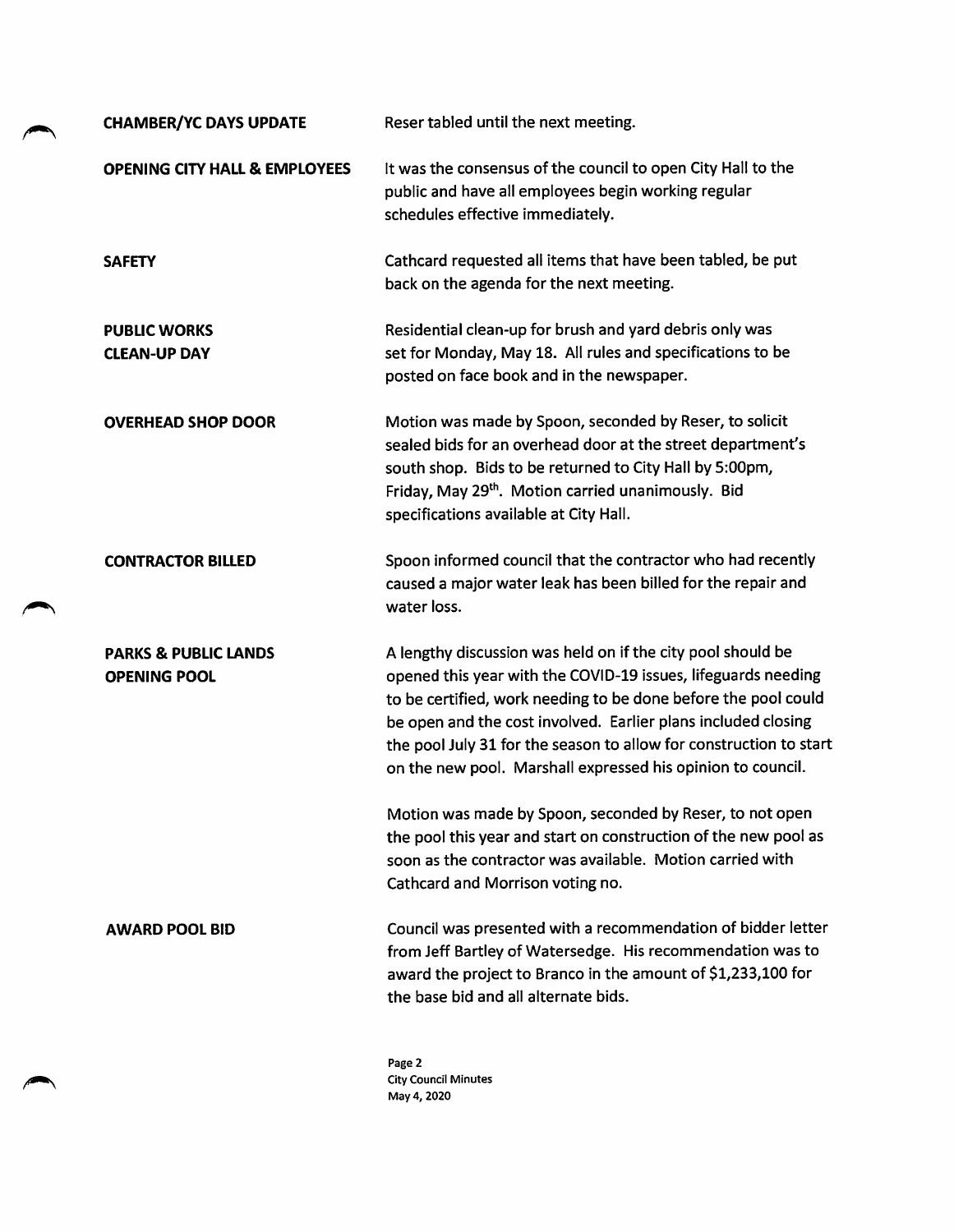**CHAMBER/YC DAYS UPDATE**

Reser tabled until the next meeting.

**OPENING CITY HALL & EMPLOYEES**

It was the consensus of the council to open City Hall to the public and have all employees begin working regular schedules effective immediately.

**SAFETY**

Cathcard requested all items that have been tabled, be put back on the agenda for the next meeting.

**PUBLIC WORKS**
**CLEAN-UP DAY**

Residential clean-up for brush and yard debris only was set for Monday, May 18. All rules and specifications to be posted on face book and in the newspaper.

**OVERHEAD SHOP DOOR**

Motion was made by Spoon, seconded by Reser, to solicit sealed bids for an overhead door at the street department's south shop. Bids to be returned to City Hall by 5:00pm, Friday, May 29th. Motion carried unanimously. Bid specifications available at City Hall.

**CONTRACTOR BILLED**

Spoon informed council that the contractor who had recently caused a major water leak has been billed for the repair and water loss.

**PARKS & PUBLIC LANDS**
**OPENING POOL**

A lengthy discussion was held on if the city pool should be opened this year with the COVID-19 issues, lifeguards needing to be certified, work needing to be done before the pool could be open and the cost involved. Earlier plans included closing the pool July 31 for the season to allow for construction to start on the new pool. Marshall expressed his opinion to council.

Motion was made by Spoon, seconded by Reser, to not open the pool this year and start on construction of the new pool as soon as the contractor was available. Motion carried with Cathcard and Morrison voting no.

**AWARD POOL BID**

Council was presented with a recommendation of bidder letter from Jeff Bartley of Watersedge. His recommendation was to award the project to Branco in the amount of $1,233,100 for the base bid and all alternate bids.

Page 2
City Council Minutes
May 4, 2020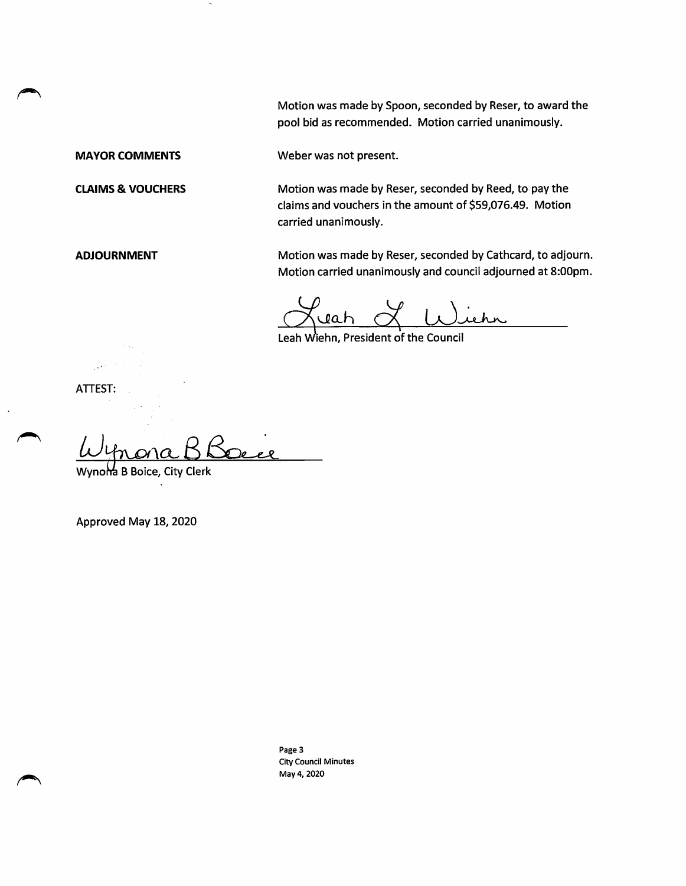Motion was made by Spoon, seconded by Reser, to award the pool bid as recommended. Motion carried unanimously.

**MAYOR COMMENTS**

Weber was not present.

**CLAIMS & VOUCHERS**

Motion was made by Reser, seconded by Reed, to pay the claims and vouchers in the amount of $59,076.49. Motion carried unanimously.

**ADJOURNMENT**

Motion was made by Reser, seconded by Cathcard, to adjourn. Motion carried unanimously and council adjourned at 8:00pm.

Leah L Wiehn

Leah Wiehn, President of the Council

ATTEST:

Wynona B Boice

Wynona B Boice, City Clerk

Approved May 18, 2020